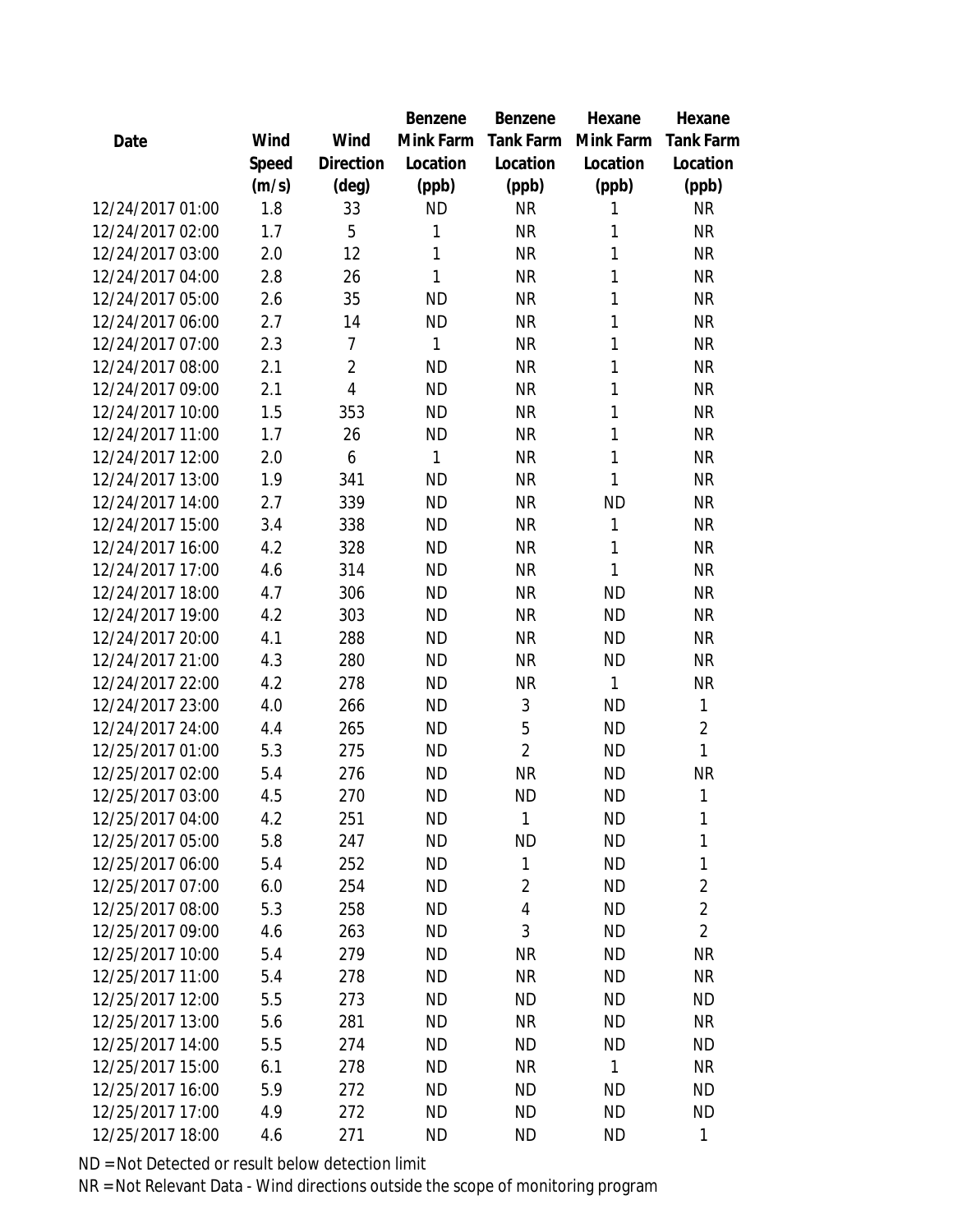| Date | Wind Speed (m/s) | Wind Direction (deg) | Benzene Mink Farm Location (ppb) | Benzene Tank Farm Location (ppb) | Hexane Mink Farm Location (ppb) | Hexane Tank Farm Location (ppb) |
|---|---|---|---|---|---|---|
| 12/24/2017 01:00 | 1.8 | 33 | ND | NR | 1 | NR |
| 12/24/2017 02:00 | 1.7 | 5 | 1 | NR | 1 | NR |
| 12/24/2017 03:00 | 2.0 | 12 | 1 | NR | 1 | NR |
| 12/24/2017 04:00 | 2.8 | 26 | 1 | NR | 1 | NR |
| 12/24/2017 05:00 | 2.6 | 35 | ND | NR | 1 | NR |
| 12/24/2017 06:00 | 2.7 | 14 | ND | NR | 1 | NR |
| 12/24/2017 07:00 | 2.3 | 7 | 1 | NR | 1 | NR |
| 12/24/2017 08:00 | 2.1 | 2 | ND | NR | 1 | NR |
| 12/24/2017 09:00 | 2.1 | 4 | ND | NR | 1 | NR |
| 12/24/2017 10:00 | 1.5 | 353 | ND | NR | 1 | NR |
| 12/24/2017 11:00 | 1.7 | 26 | ND | NR | 1 | NR |
| 12/24/2017 12:00 | 2.0 | 6 | 1 | NR | 1 | NR |
| 12/24/2017 13:00 | 1.9 | 341 | ND | NR | 1 | NR |
| 12/24/2017 14:00 | 2.7 | 339 | ND | NR | ND | NR |
| 12/24/2017 15:00 | 3.4 | 338 | ND | NR | 1 | NR |
| 12/24/2017 16:00 | 4.2 | 328 | ND | NR | 1 | NR |
| 12/24/2017 17:00 | 4.6 | 314 | ND | NR | 1 | NR |
| 12/24/2017 18:00 | 4.7 | 306 | ND | NR | ND | NR |
| 12/24/2017 19:00 | 4.2 | 303 | ND | NR | ND | NR |
| 12/24/2017 20:00 | 4.1 | 288 | ND | NR | ND | NR |
| 12/24/2017 21:00 | 4.3 | 280 | ND | NR | ND | NR |
| 12/24/2017 22:00 | 4.2 | 278 | ND | NR | 1 | NR |
| 12/24/2017 23:00 | 4.0 | 266 | ND | 3 | ND | 1 |
| 12/24/2017 24:00 | 4.4 | 265 | ND | 5 | ND | 2 |
| 12/25/2017 01:00 | 5.3 | 275 | ND | 2 | ND | 1 |
| 12/25/2017 02:00 | 5.4 | 276 | ND | NR | ND | NR |
| 12/25/2017 03:00 | 4.5 | 270 | ND | ND | ND | 1 |
| 12/25/2017 04:00 | 4.2 | 251 | ND | 1 | ND | 1 |
| 12/25/2017 05:00 | 5.8 | 247 | ND | ND | ND | 1 |
| 12/25/2017 06:00 | 5.4 | 252 | ND | 1 | ND | 1 |
| 12/25/2017 07:00 | 6.0 | 254 | ND | 2 | ND | 2 |
| 12/25/2017 08:00 | 5.3 | 258 | ND | 4 | ND | 2 |
| 12/25/2017 09:00 | 4.6 | 263 | ND | 3 | ND | 2 |
| 12/25/2017 10:00 | 5.4 | 279 | ND | NR | ND | NR |
| 12/25/2017 11:00 | 5.4 | 278 | ND | NR | ND | NR |
| 12/25/2017 12:00 | 5.5 | 273 | ND | ND | ND | ND |
| 12/25/2017 13:00 | 5.6 | 281 | ND | NR | ND | NR |
| 12/25/2017 14:00 | 5.5 | 274 | ND | ND | ND | ND |
| 12/25/2017 15:00 | 6.1 | 278 | ND | NR | 1 | NR |
| 12/25/2017 16:00 | 5.9 | 272 | ND | ND | ND | ND |
| 12/25/2017 17:00 | 4.9 | 272 | ND | ND | ND | ND |
| 12/25/2017 18:00 | 4.6 | 271 | ND | ND | ND | 1 |

ND = Not Detected or result below detection limit

NR = Not Relevant Data - Wind directions outside the scope of monitoring program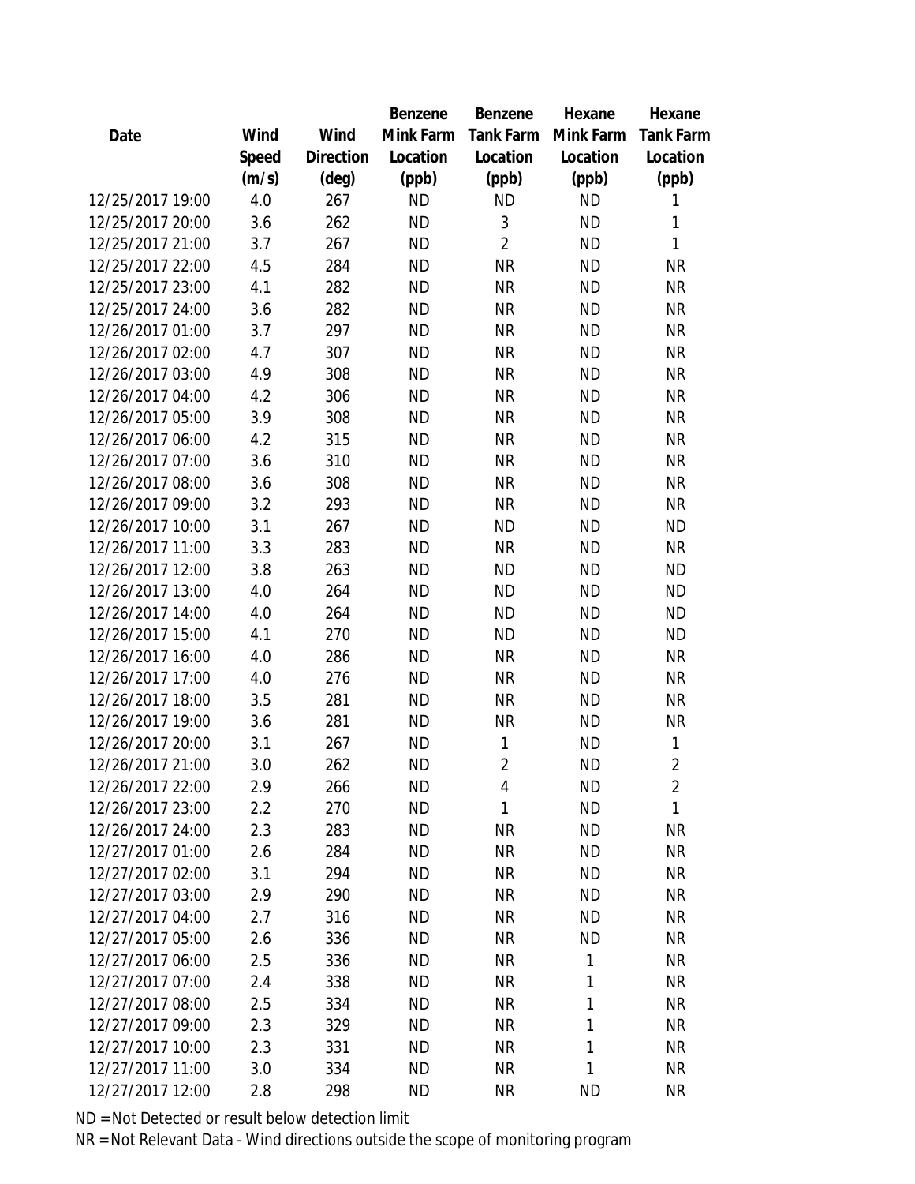| Date | Wind Speed (m/s) | Wind Direction (deg) | Benzene Mink Farm Location (ppb) | Benzene Tank Farm Location (ppb) | Hexane Mink Farm Location (ppb) | Hexane Tank Farm Location (ppb) |
|---|---|---|---|---|---|---|
| 12/25/2017 19:00 | 4.0 | 267 | ND | ND | ND | 1 |
| 12/25/2017 20:00 | 3.6 | 262 | ND | 3 | ND | 1 |
| 12/25/2017 21:00 | 3.7 | 267 | ND | 2 | ND | 1 |
| 12/25/2017 22:00 | 4.5 | 284 | ND | NR | ND | NR |
| 12/25/2017 23:00 | 4.1 | 282 | ND | NR | ND | NR |
| 12/25/2017 24:00 | 3.6 | 282 | ND | NR | ND | NR |
| 12/26/2017 01:00 | 3.7 | 297 | ND | NR | ND | NR |
| 12/26/2017 02:00 | 4.7 | 307 | ND | NR | ND | NR |
| 12/26/2017 03:00 | 4.9 | 308 | ND | NR | ND | NR |
| 12/26/2017 04:00 | 4.2 | 306 | ND | NR | ND | NR |
| 12/26/2017 05:00 | 3.9 | 308 | ND | NR | ND | NR |
| 12/26/2017 06:00 | 4.2 | 315 | ND | NR | ND | NR |
| 12/26/2017 07:00 | 3.6 | 310 | ND | NR | ND | NR |
| 12/26/2017 08:00 | 3.6 | 308 | ND | NR | ND | NR |
| 12/26/2017 09:00 | 3.2 | 293 | ND | NR | ND | NR |
| 12/26/2017 10:00 | 3.1 | 267 | ND | ND | ND | ND |
| 12/26/2017 11:00 | 3.3 | 283 | ND | NR | ND | NR |
| 12/26/2017 12:00 | 3.8 | 263 | ND | ND | ND | ND |
| 12/26/2017 13:00 | 4.0 | 264 | ND | ND | ND | ND |
| 12/26/2017 14:00 | 4.0 | 264 | ND | ND | ND | ND |
| 12/26/2017 15:00 | 4.1 | 270 | ND | ND | ND | ND |
| 12/26/2017 16:00 | 4.0 | 286 | ND | NR | ND | NR |
| 12/26/2017 17:00 | 4.0 | 276 | ND | NR | ND | NR |
| 12/26/2017 18:00 | 3.5 | 281 | ND | NR | ND | NR |
| 12/26/2017 19:00 | 3.6 | 281 | ND | NR | ND | NR |
| 12/26/2017 20:00 | 3.1 | 267 | ND | 1 | ND | 1 |
| 12/26/2017 21:00 | 3.0 | 262 | ND | 2 | ND | 2 |
| 12/26/2017 22:00 | 2.9 | 266 | ND | 4 | ND | 2 |
| 12/26/2017 23:00 | 2.2 | 270 | ND | 1 | ND | 1 |
| 12/26/2017 24:00 | 2.3 | 283 | ND | NR | ND | NR |
| 12/27/2017 01:00 | 2.6 | 284 | ND | NR | ND | NR |
| 12/27/2017 02:00 | 3.1 | 294 | ND | NR | ND | NR |
| 12/27/2017 03:00 | 2.9 | 290 | ND | NR | ND | NR |
| 12/27/2017 04:00 | 2.7 | 316 | ND | NR | ND | NR |
| 12/27/2017 05:00 | 2.6 | 336 | ND | NR | ND | NR |
| 12/27/2017 06:00 | 2.5 | 336 | ND | NR | 1 | NR |
| 12/27/2017 07:00 | 2.4 | 338 | ND | NR | 1 | NR |
| 12/27/2017 08:00 | 2.5 | 334 | ND | NR | 1 | NR |
| 12/27/2017 09:00 | 2.3 | 329 | ND | NR | 1 | NR |
| 12/27/2017 10:00 | 2.3 | 331 | ND | NR | 1 | NR |
| 12/27/2017 11:00 | 3.0 | 334 | ND | NR | 1 | NR |
| 12/27/2017 12:00 | 2.8 | 298 | ND | NR | ND | NR |

ND = Not Detected or result below detection limit

NR = Not Relevant Data - Wind directions outside the scope of monitoring program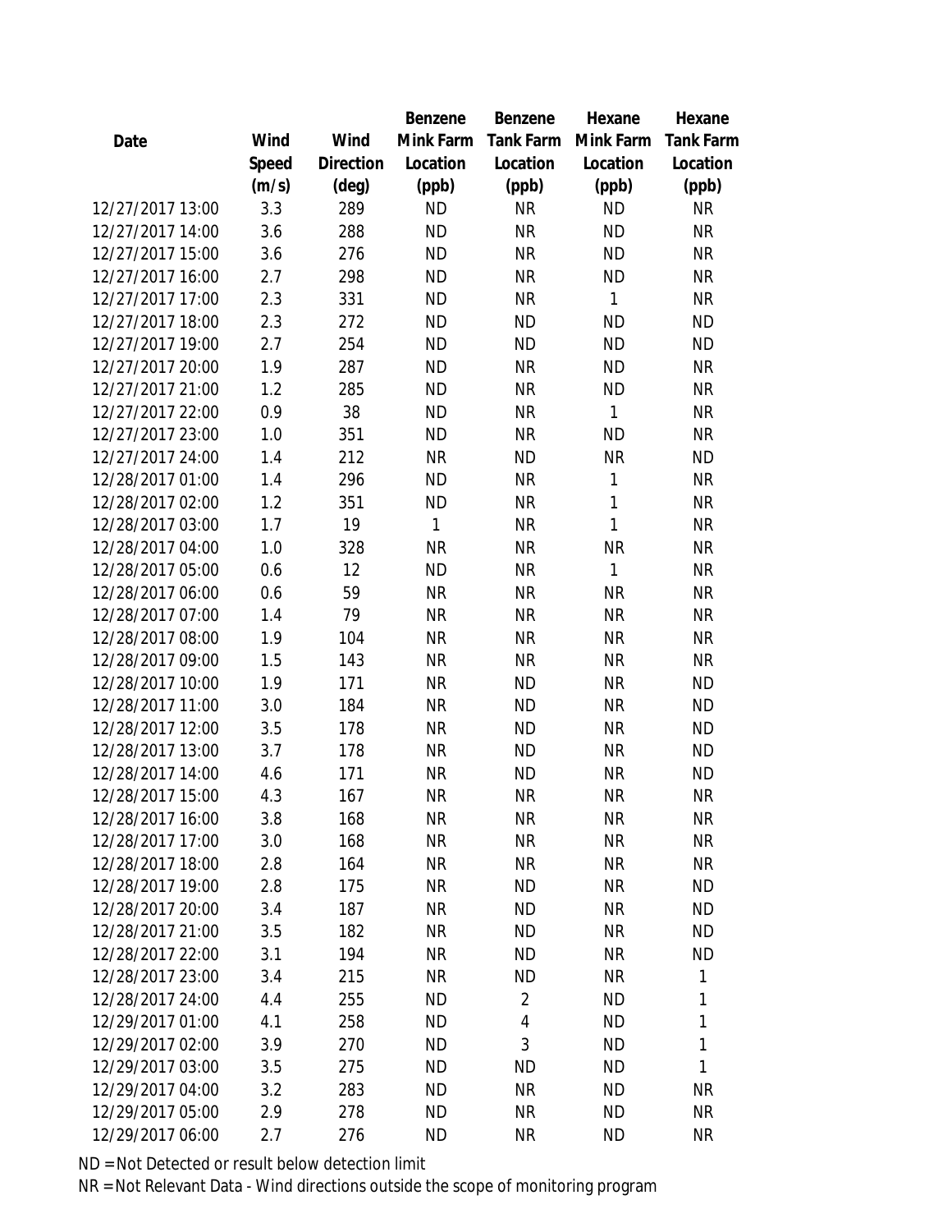| Date | Wind Speed (m/s) | Wind Direction (deg) | Benzene Mink Farm Location (ppb) | Benzene Tank Farm Location (ppb) | Hexane Mink Farm Location (ppb) | Hexane Tank Farm Location (ppb) |
|---|---|---|---|---|---|---|
| 12/27/2017 13:00 | 3.3 | 289 | ND | NR | ND | NR |
| 12/27/2017 14:00 | 3.6 | 288 | ND | NR | ND | NR |
| 12/27/2017 15:00 | 3.6 | 276 | ND | NR | ND | NR |
| 12/27/2017 16:00 | 2.7 | 298 | ND | NR | ND | NR |
| 12/27/2017 17:00 | 2.3 | 331 | ND | NR | 1 | NR |
| 12/27/2017 18:00 | 2.3 | 272 | ND | ND | ND | ND |
| 12/27/2017 19:00 | 2.7 | 254 | ND | ND | ND | ND |
| 12/27/2017 20:00 | 1.9 | 287 | ND | NR | ND | NR |
| 12/27/2017 21:00 | 1.2 | 285 | ND | NR | ND | NR |
| 12/27/2017 22:00 | 0.9 | 38 | ND | NR | 1 | NR |
| 12/27/2017 23:00 | 1.0 | 351 | ND | NR | ND | NR |
| 12/27/2017 24:00 | 1.4 | 212 | NR | ND | NR | ND |
| 12/28/2017 01:00 | 1.4 | 296 | ND | NR | 1 | NR |
| 12/28/2017 02:00 | 1.2 | 351 | ND | NR | 1 | NR |
| 12/28/2017 03:00 | 1.7 | 19 | 1 | NR | 1 | NR |
| 12/28/2017 04:00 | 1.0 | 328 | NR | NR | NR | NR |
| 12/28/2017 05:00 | 0.6 | 12 | ND | NR | 1 | NR |
| 12/28/2017 06:00 | 0.6 | 59 | NR | NR | NR | NR |
| 12/28/2017 07:00 | 1.4 | 79 | NR | NR | NR | NR |
| 12/28/2017 08:00 | 1.9 | 104 | NR | NR | NR | NR |
| 12/28/2017 09:00 | 1.5 | 143 | NR | NR | NR | NR |
| 12/28/2017 10:00 | 1.9 | 171 | NR | ND | NR | ND |
| 12/28/2017 11:00 | 3.0 | 184 | NR | ND | NR | ND |
| 12/28/2017 12:00 | 3.5 | 178 | NR | ND | NR | ND |
| 12/28/2017 13:00 | 3.7 | 178 | NR | ND | NR | ND |
| 12/28/2017 14:00 | 4.6 | 171 | NR | ND | NR | ND |
| 12/28/2017 15:00 | 4.3 | 167 | NR | NR | NR | NR |
| 12/28/2017 16:00 | 3.8 | 168 | NR | NR | NR | NR |
| 12/28/2017 17:00 | 3.0 | 168 | NR | NR | NR | NR |
| 12/28/2017 18:00 | 2.8 | 164 | NR | NR | NR | NR |
| 12/28/2017 19:00 | 2.8 | 175 | NR | ND | NR | ND |
| 12/28/2017 20:00 | 3.4 | 187 | NR | ND | NR | ND |
| 12/28/2017 21:00 | 3.5 | 182 | NR | ND | NR | ND |
| 12/28/2017 22:00 | 3.1 | 194 | NR | ND | NR | ND |
| 12/28/2017 23:00 | 3.4 | 215 | NR | ND | NR | 1 |
| 12/28/2017 24:00 | 4.4 | 255 | ND | 2 | ND | 1 |
| 12/29/2017 01:00 | 4.1 | 258 | ND | 4 | ND | 1 |
| 12/29/2017 02:00 | 3.9 | 270 | ND | 3 | ND | 1 |
| 12/29/2017 03:00 | 3.5 | 275 | ND | ND | ND | 1 |
| 12/29/2017 04:00 | 3.2 | 283 | ND | NR | ND | NR |
| 12/29/2017 05:00 | 2.9 | 278 | ND | NR | ND | NR |
| 12/29/2017 06:00 | 2.7 | 276 | ND | NR | ND | NR |

ND = Not Detected or result below detection limit

NR = Not Relevant Data - Wind directions outside the scope of monitoring program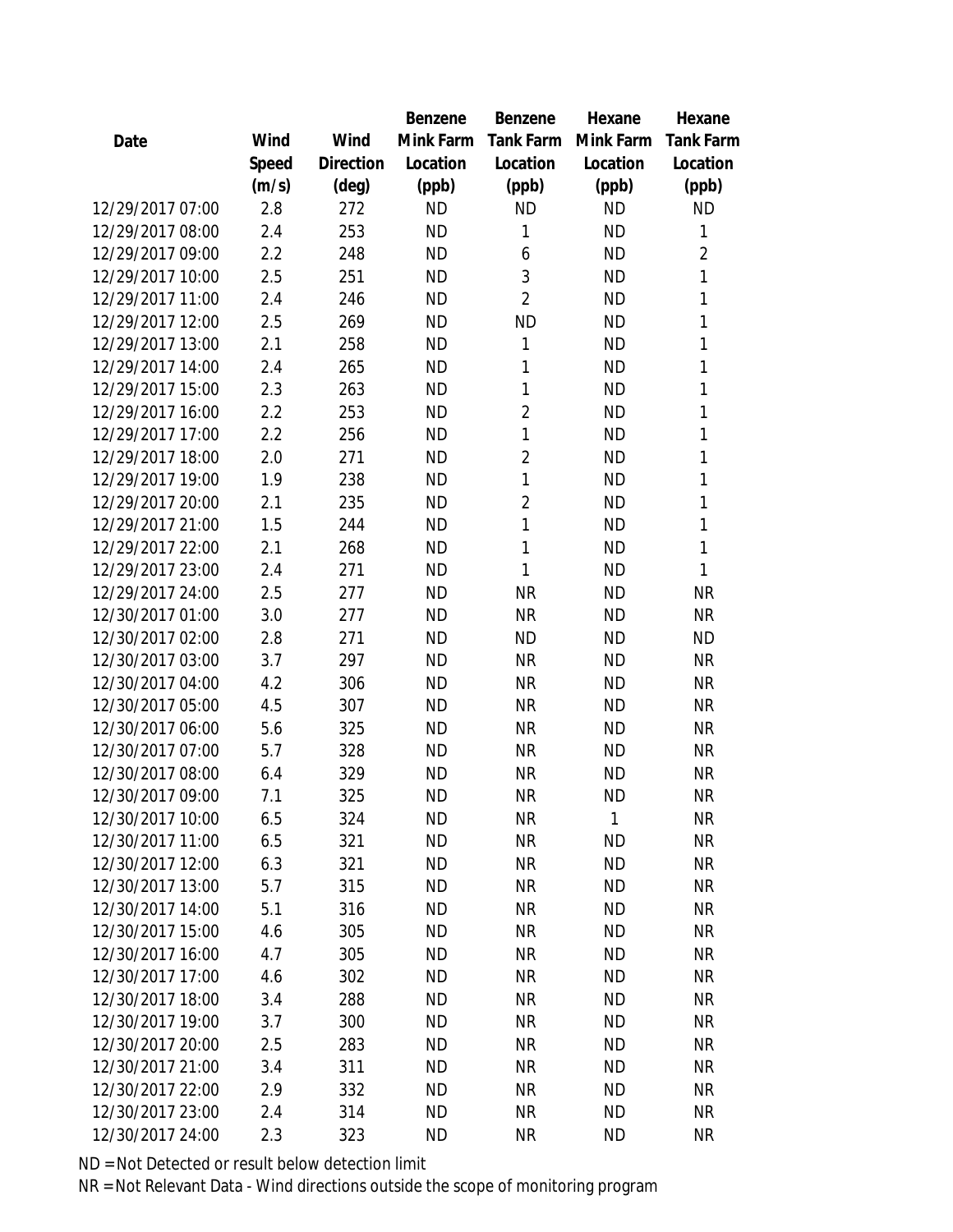| Date | Wind Speed (m/s) | Wind Direction (deg) | Benzene Mink Farm Location (ppb) | Benzene Tank Farm Location (ppb) | Hexane Mink Farm Location (ppb) | Hexane Tank Farm Location (ppb) |
|---|---|---|---|---|---|---|
| 12/29/2017 07:00 | 2.8 | 272 | ND | ND | ND | ND |
| 12/29/2017 08:00 | 2.4 | 253 | ND | 1 | ND | 1 |
| 12/29/2017 09:00 | 2.2 | 248 | ND | 6 | ND | 2 |
| 12/29/2017 10:00 | 2.5 | 251 | ND | 3 | ND | 1 |
| 12/29/2017 11:00 | 2.4 | 246 | ND | 2 | ND | 1 |
| 12/29/2017 12:00 | 2.5 | 269 | ND | ND | ND | 1 |
| 12/29/2017 13:00 | 2.1 | 258 | ND | 1 | ND | 1 |
| 12/29/2017 14:00 | 2.4 | 265 | ND | 1 | ND | 1 |
| 12/29/2017 15:00 | 2.3 | 263 | ND | 1 | ND | 1 |
| 12/29/2017 16:00 | 2.2 | 253 | ND | 2 | ND | 1 |
| 12/29/2017 17:00 | 2.2 | 256 | ND | 1 | ND | 1 |
| 12/29/2017 18:00 | 2.0 | 271 | ND | 2 | ND | 1 |
| 12/29/2017 19:00 | 1.9 | 238 | ND | 1 | ND | 1 |
| 12/29/2017 20:00 | 2.1 | 235 | ND | 2 | ND | 1 |
| 12/29/2017 21:00 | 1.5 | 244 | ND | 1 | ND | 1 |
| 12/29/2017 22:00 | 2.1 | 268 | ND | 1 | ND | 1 |
| 12/29/2017 23:00 | 2.4 | 271 | ND | 1 | ND | 1 |
| 12/29/2017 24:00 | 2.5 | 277 | ND | NR | ND | NR |
| 12/30/2017 01:00 | 3.0 | 277 | ND | NR | ND | NR |
| 12/30/2017 02:00 | 2.8 | 271 | ND | ND | ND | ND |
| 12/30/2017 03:00 | 3.7 | 297 | ND | NR | ND | NR |
| 12/30/2017 04:00 | 4.2 | 306 | ND | NR | ND | NR |
| 12/30/2017 05:00 | 4.5 | 307 | ND | NR | ND | NR |
| 12/30/2017 06:00 | 5.6 | 325 | ND | NR | ND | NR |
| 12/30/2017 07:00 | 5.7 | 328 | ND | NR | ND | NR |
| 12/30/2017 08:00 | 6.4 | 329 | ND | NR | ND | NR |
| 12/30/2017 09:00 | 7.1 | 325 | ND | NR | ND | NR |
| 12/30/2017 10:00 | 6.5 | 324 | ND | NR | 1 | NR |
| 12/30/2017 11:00 | 6.5 | 321 | ND | NR | ND | NR |
| 12/30/2017 12:00 | 6.3 | 321 | ND | NR | ND | NR |
| 12/30/2017 13:00 | 5.7 | 315 | ND | NR | ND | NR |
| 12/30/2017 14:00 | 5.1 | 316 | ND | NR | ND | NR |
| 12/30/2017 15:00 | 4.6 | 305 | ND | NR | ND | NR |
| 12/30/2017 16:00 | 4.7 | 305 | ND | NR | ND | NR |
| 12/30/2017 17:00 | 4.6 | 302 | ND | NR | ND | NR |
| 12/30/2017 18:00 | 3.4 | 288 | ND | NR | ND | NR |
| 12/30/2017 19:00 | 3.7 | 300 | ND | NR | ND | NR |
| 12/30/2017 20:00 | 2.5 | 283 | ND | NR | ND | NR |
| 12/30/2017 21:00 | 3.4 | 311 | ND | NR | ND | NR |
| 12/30/2017 22:00 | 2.9 | 332 | ND | NR | ND | NR |
| 12/30/2017 23:00 | 2.4 | 314 | ND | NR | ND | NR |
| 12/30/2017 24:00 | 2.3 | 323 | ND | NR | ND | NR |

ND = Not Detected or result below detection limit

NR = Not Relevant Data - Wind directions outside the scope of monitoring program